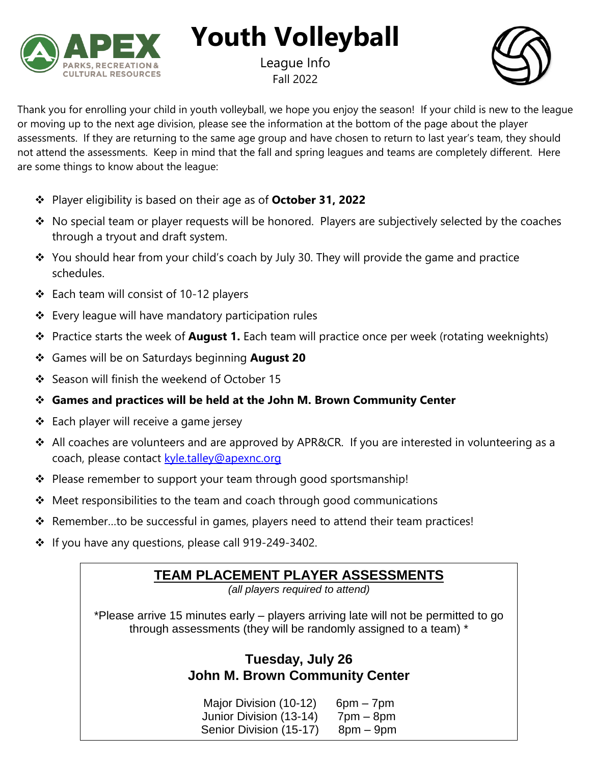# Youth Volleyball

League Info

Fall 2022

Thank you for enrolling your child in youth volleyball, we hope you enjoy the season! If your child is new to the league or moving up to the next age division, please see the information at the bottom of the page about the player assessments. If they are returning to the same age group and have chosen to return to last year's team, they should not attend the assessments. Keep in mind that the fall and spring leagues and teams are completely different. Here are some things to know about the league:

- Player eligibility is based on their age as of **October 31, 2022**
- No special team or player requests will be honored. Players are subjectively selected by the coaches through a tryout and draft system.
- You should hear from your child's coach by July 30. They will provide the game and practice schedules.
- Each team will consist of 10-12 players
- Every league will have mandatory participation rules
- Practice starts the week of **August 1.** Each team will practice once per week (rotating weeknights)
- Games will be on Saturdays beginning **August 20**
- Season will finish the weekend of October 15
- **Games and practices will be held at the John M. Brown Community Center**
- Each player will receive a game jersey
- All coaches are volunteers and are approved by APR&CR. If you are interested in volunteering as a coach, please contact kyle.talley@apexnc.org
- Please remember to support your team through good sportsmanship!
- Meet responsibilities to the team and coach through good communications
- Remember…to be successful in games, players need to attend their team practices!
- If you have any questions, please call 919-249-3402.

## TEAM PLACEMENT PLAYER ASSESSMENTS

*(all players required to attend)*

*Please arrive 15 minutes early – players arriving late will not be permitted to go through assessments (they will be randomly assigned to a team) *

**Tuesday, July 26**
**John M. Brown Community Center**

| Division | Time |
|---|---|
| Major Division (10-12) | 6pm – 7pm |
| Junior Division (13-14) | 7pm – 8pm |
| Senior Division (15-17) | 8pm – 9pm |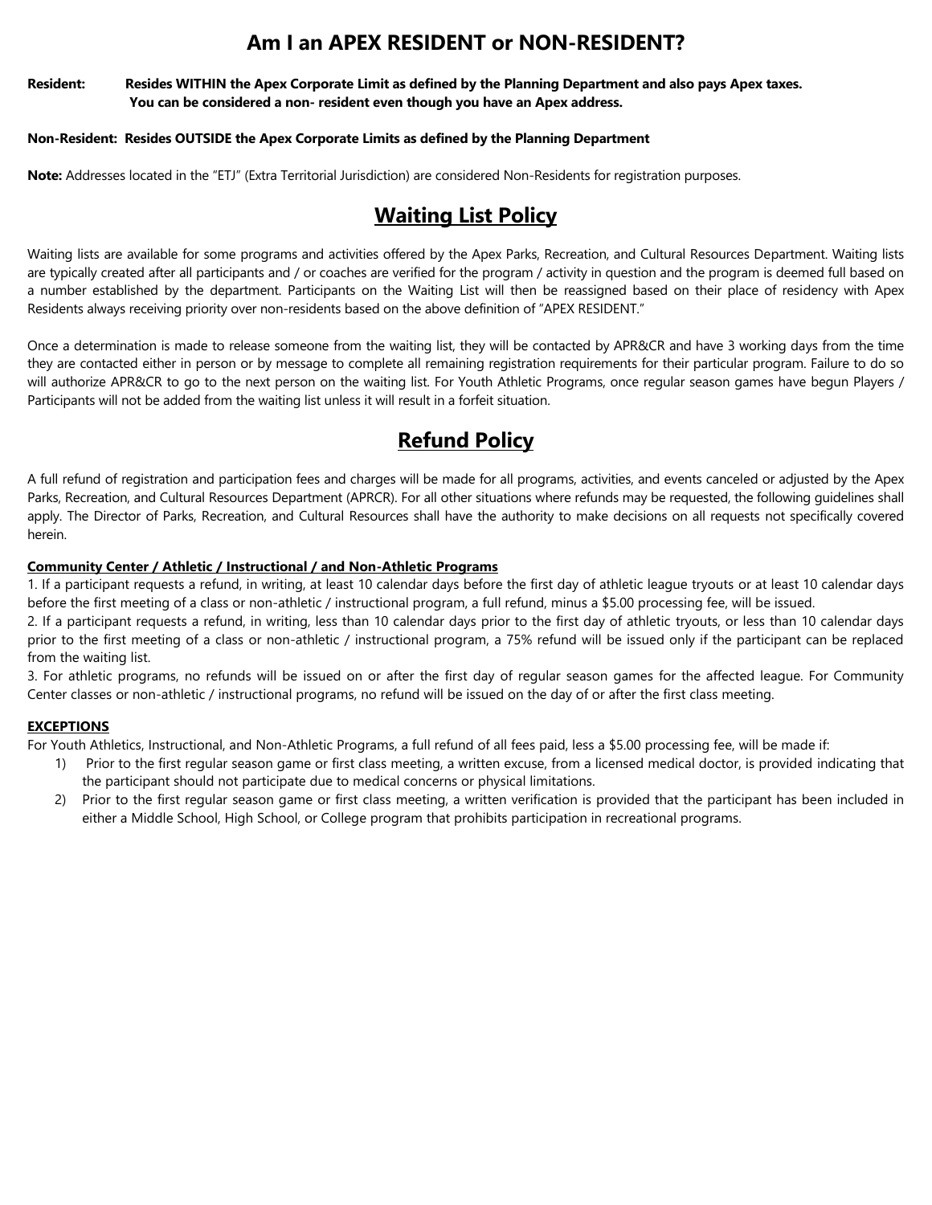# Am I an APEX RESIDENT or NON-RESIDENT?

**Resident:** **Resides WITHIN the Apex Corporate Limit as defined by the Planning Department and also pays Apex taxes. You can be considered a non- resident even though you have an Apex address.**

**Non-Resident: Resides OUTSIDE the Apex Corporate Limits as defined by the Planning Department**

**Note:** Addresses located in the "ETJ" (Extra Territorial Jurisdiction) are considered Non-Residents for registration purposes.

## Waiting List Policy

Waiting lists are available for some programs and activities offered by the Apex Parks, Recreation, and Cultural Resources Department. Waiting lists are typically created after all participants and / or coaches are verified for the program / activity in question and the program is deemed full based on a number established by the department. Participants on the Waiting List will then be reassigned based on their place of residency with Apex Residents always receiving priority over non-residents based on the above definition of "APEX RESIDENT."

Once a determination is made to release someone from the waiting list, they will be contacted by APR&CR and have 3 working days from the time they are contacted either in person or by message to complete all remaining registration requirements for their particular program. Failure to do so will authorize APR&CR to go to the next person on the waiting list. For Youth Athletic Programs, once regular season games have begun Players / Participants will not be added from the waiting list unless it will result in a forfeit situation.

## Refund Policy

A full refund of registration and participation fees and charges will be made for all programs, activities, and events canceled or adjusted by the Apex Parks, Recreation, and Cultural Resources Department (APRCR). For all other situations where refunds may be requested, the following guidelines shall apply. The Director of Parks, Recreation, and Cultural Resources shall have the authority to make decisions on all requests not specifically covered herein.

### Community Center / Athletic / Instructional / and Non-Athletic Programs

1. If a participant requests a refund, in writing, at least 10 calendar days before the first day of athletic league tryouts or at least 10 calendar days before the first meeting of a class or non-athletic / instructional program, a full refund, minus a $5.00 processing fee, will be issued.
2. If a participant requests a refund, in writing, less than 10 calendar days prior to the first day of athletic tryouts, or less than 10 calendar days prior to the first meeting of a class or non-athletic / instructional program, a 75% refund will be issued only if the participant can be replaced from the waiting list.
3. For athletic programs, no refunds will be issued on or after the first day of regular season games for the affected league. For Community Center classes or non-athletic / instructional programs, no refund will be issued on the day of or after the first class meeting.

### EXCEPTIONS

For Youth Athletics, Instructional, and Non-Athletic Programs, a full refund of all fees paid, less a $5.00 processing fee, will be made if:

1) Prior to the first regular season game or first class meeting, a written excuse, from a licensed medical doctor, is provided indicating that the participant should not participate due to medical concerns or physical limitations.
2) Prior to the first regular season game or first class meeting, a written verification is provided that the participant has been included in either a Middle School, High School, or College program that prohibits participation in recreational programs.